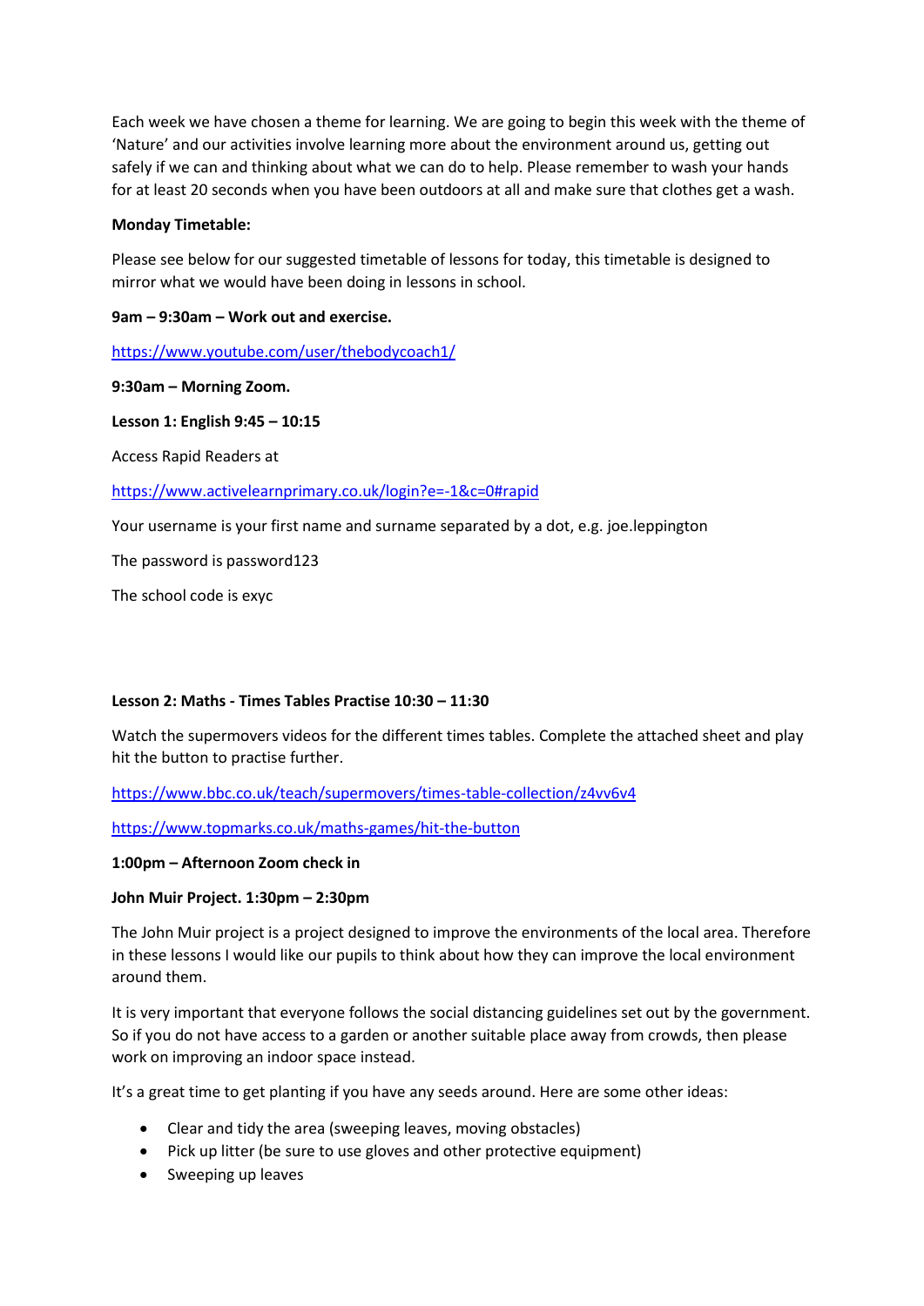Each week we have chosen a theme for learning. We are going to begin this week with the theme of 'Nature' and our activities involve learning more about the environment around us, getting out safely if we can and thinking about what we can do to help. Please remember to wash your hands for at least 20 seconds when you have been outdoors at all and make sure that clothes get a wash.

**Monday Timetable:**

Please see below for our suggested timetable of lessons for today, this timetable is designed to mirror what we would have been doing in lessons in school.

**9am – 9:30am – Work out and exercise.**

https://www.youtube.com/user/thebodycoach1/

**9:30am – Morning Zoom.**

**Lesson 1: English 9:45 – 10:15**

Access Rapid Readers at

https://www.activelearnprimary.co.uk/login?e=-1&c=0#rapid

Your username is your first name and surname separated by a dot, e.g. joe.leppington

The password is password123

The school code is exyc

**Lesson 2: Maths - Times Tables Practise 10:30 – 11:30**

Watch the supermovers videos for the different times tables. Complete the attached sheet and play hit the button to practise further.

https://www.bbc.co.uk/teach/supermovers/times-table-collection/z4vv6v4

https://www.topmarks.co.uk/maths-games/hit-the-button

**1:00pm – Afternoon Zoom check in**

**John Muir Project. 1:30pm – 2:30pm**

The John Muir project is a project designed to improve the environments of the local area. Therefore in these lessons I would like our pupils to think about how they can improve the local environment around them.

It is very important that everyone follows the social distancing guidelines set out by the government. So if you do not have access to a garden or another suitable place away from crowds, then please work on improving an indoor space instead.

It's a great time to get planting if you have any seeds around. Here are some other ideas:

- Clear and tidy the area (sweeping leaves, moving obstacles)
- Pick up litter (be sure to use gloves and other protective equipment)
- Sweeping up leaves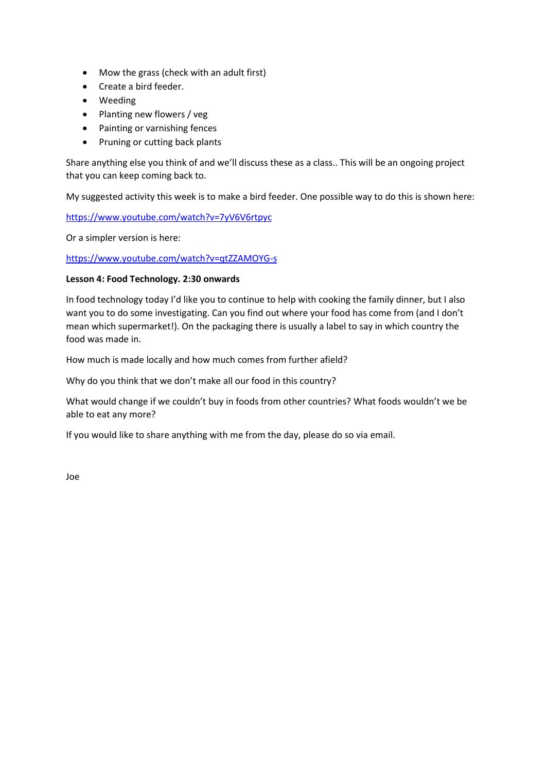- Mow the grass (check with an adult first)
- Create a bird feeder.
- Weeding
- Planting new flowers / veg
- Painting or varnishing fences
- Pruning or cutting back plants

Share anything else you think of and we'll discuss these as a class.. This will be an ongoing project that you can keep coming back to.

My suggested activity this week is to make a bird feeder. One possible way to do this is shown here:

https://www.youtube.com/watch?v=7yV6V6rtpyc

Or a simpler version is here:

https://www.youtube.com/watch?v=qtZZAMOYG-s

**Lesson 4: Food Technology. 2:30 onwards**

In food technology today I'd like you to continue to help with cooking the family dinner, but I also want you to do some investigating. Can you find out where your food has come from (and I don't mean which supermarket!). On the packaging there is usually a label to say in which country the food was made in.

How much is made locally and how much comes from further afield?

Why do you think that we don't make all our food in this country?

What would change if we couldn't buy in foods from other countries? What foods wouldn't we be able to eat any more?

If you would like to share anything with me from the day, please do so via email.

Joe